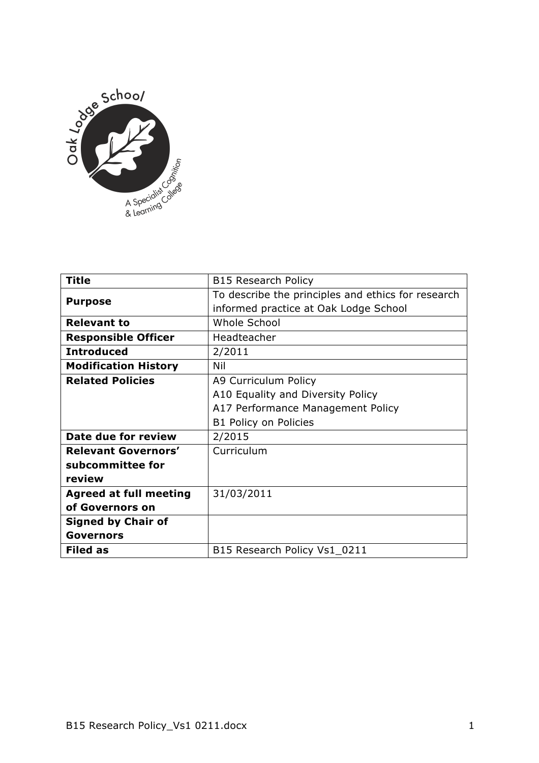| Title | B15 Research Policy |
|---|---|
| Purpose | To describe the principles and ethics for research informed practice at Oak Lodge School |
| Relevant to | Whole School |
| Responsible Officer | Headteacher |
| Introduced | 2/2011 |
| Modification History | Nil |
| Related Policies | A9 Curriculum Policy<br>A10 Equality and Diversity Policy<br>A17 Performance Management Policy<br>B1 Policy on Policies |
| Date due for review | 2/2015 |
| Relevant Governors' subcommittee for review | Curriculum |
| Agreed at full meeting of Governors on | 31/03/2011 |
| Signed by Chair of Governors | |
| Filed as | B15 Research Policy Vs1_0211 |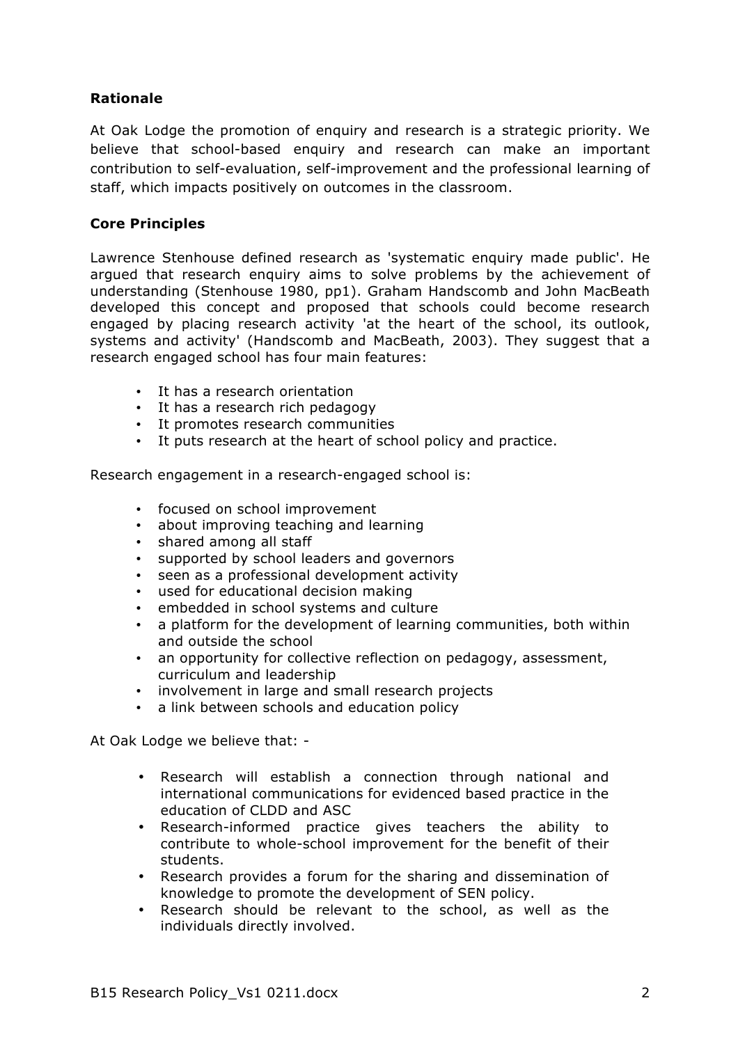**Rationale**

At Oak Lodge the promotion of enquiry and research is a strategic priority. We believe that school-based enquiry and research can make an important contribution to self-evaluation, self-improvement and the professional learning of staff, which impacts positively on outcomes in the classroom.

**Core Principles**

Lawrence Stenhouse defined research as 'systematic enquiry made public'. He argued that research enquiry aims to solve problems by the achievement of understanding (Stenhouse 1980, pp1). Graham Handscomb and John MacBeath developed this concept and proposed that schools could become research engaged by placing research activity 'at the heart of the school, its outlook, systems and activity' (Handscomb and MacBeath, 2003). They suggest that a research engaged school has four main features:

- It has a research orientation
- It has a research rich pedagogy
- It promotes research communities
- It puts research at the heart of school policy and practice.

Research engagement in a research-engaged school is:

- focused on school improvement
- about improving teaching and learning
- shared among all staff
- supported by school leaders and governors
- seen as a professional development activity
- used for educational decision making
- embedded in school systems and culture
- a platform for the development of learning communities, both within and outside the school
- an opportunity for collective reflection on pedagogy, assessment, curriculum and leadership
- involvement in large and small research projects
- a link between schools and education policy

At Oak Lodge we believe that: -

- Research will establish a connection through national and international communications for evidenced based practice in the education of CLDD and ASC
- Research-informed practice gives teachers the ability to contribute to whole-school improvement for the benefit of their students.
- Research provides a forum for the sharing and dissemination of knowledge to promote the development of SEN policy.
- Research should be relevant to the school, as well as the individuals directly involved.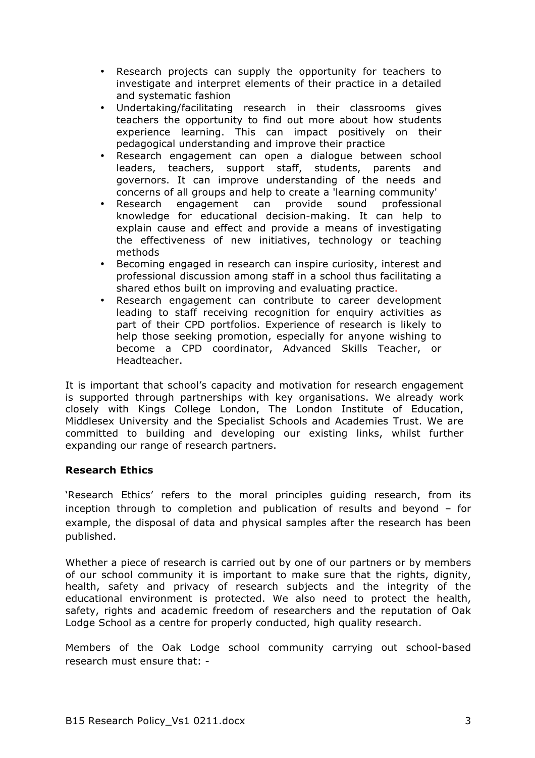- Research projects can supply the opportunity for teachers to investigate and interpret elements of their practice in a detailed and systematic fashion
- Undertaking/facilitating research in their classrooms gives teachers the opportunity to find out more about how students experience learning. This can impact positively on their pedagogical understanding and improve their practice
- Research engagement can open a dialogue between school leaders, teachers, support staff, students, parents and governors. It can improve understanding of the needs and concerns of all groups and help to create a 'learning community'
- Research engagement can provide sound professional knowledge for educational decision-making. It can help to explain cause and effect and provide a means of investigating the effectiveness of new initiatives, technology or teaching methods
- Becoming engaged in research can inspire curiosity, interest and professional discussion among staff in a school thus facilitating a shared ethos built on improving and evaluating practice.
- Research engagement can contribute to career development leading to staff receiving recognition for enquiry activities as part of their CPD portfolios. Experience of research is likely to help those seeking promotion, especially for anyone wishing to become a CPD coordinator, Advanced Skills Teacher, or Headteacher.

It is important that school's capacity and motivation for research engagement is supported through partnerships with key organisations. We already work closely with Kings College London, The London Institute of Education, Middlesex University and the Specialist Schools and Academies Trust. We are committed to building and developing our existing links, whilst further expanding our range of research partners.

**Research Ethics**

'Research Ethics' refers to the moral principles guiding research, from its inception through to completion and publication of results and beyond – for example, the disposal of data and physical samples after the research has been published.

Whether a piece of research is carried out by one of our partners or by members of our school community it is important to make sure that the rights, dignity, health, safety and privacy of research subjects and the integrity of the educational environment is protected. We also need to protect the health, safety, rights and academic freedom of researchers and the reputation of Oak Lodge School as a centre for properly conducted, high quality research.

Members of the Oak Lodge school community carrying out school-based research must ensure that: -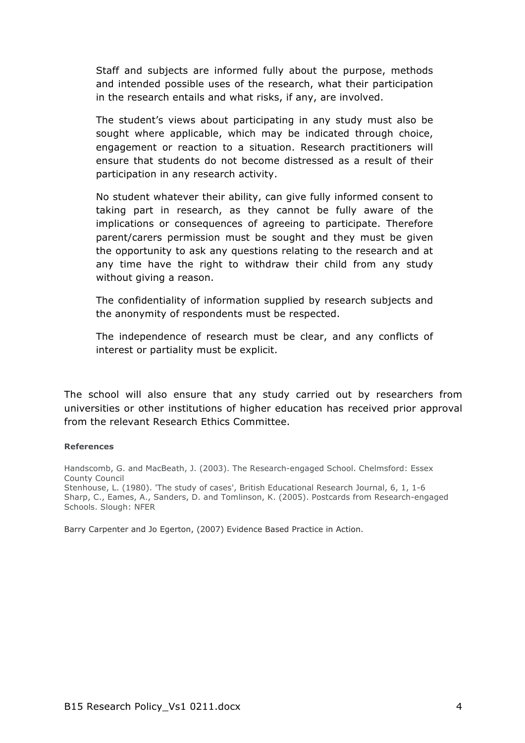Staff and subjects are informed fully about the purpose, methods and intended possible uses of the research, what their participation in the research entails and what risks, if any, are involved.

The student's views about participating in any study must also be sought where applicable, which may be indicated through choice, engagement or reaction to a situation. Research practitioners will ensure that students do not become distressed as a result of their participation in any research activity.

No student whatever their ability, can give fully informed consent to taking part in research, as they cannot be fully aware of the implications or consequences of agreeing to participate. Therefore parent/carers permission must be sought and they must be given the opportunity to ask any questions relating to the research and at any time have the right to withdraw their child from any study without giving a reason.

The confidentiality of information supplied by research subjects and the anonymity of respondents must be respected.

The independence of research must be clear, and any conflicts of interest or partiality must be explicit.

The school will also ensure that any study carried out by researchers from universities or other institutions of higher education has received prior approval from the relevant Research Ethics Committee.

**References**

Handscomb, G. and MacBeath, J. (2003). The Research-engaged School. Chelmsford: Essex County Council
Stenhouse, L. (1980). 'The study of cases', British Educational Research Journal, 6, 1, 1-6
Sharp, C., Eames, A., Sanders, D. and Tomlinson, K. (2005). Postcards from Research-engaged Schools. Slough: NFER

Barry Carpenter and Jo Egerton, (2007) Evidence Based Practice in Action.